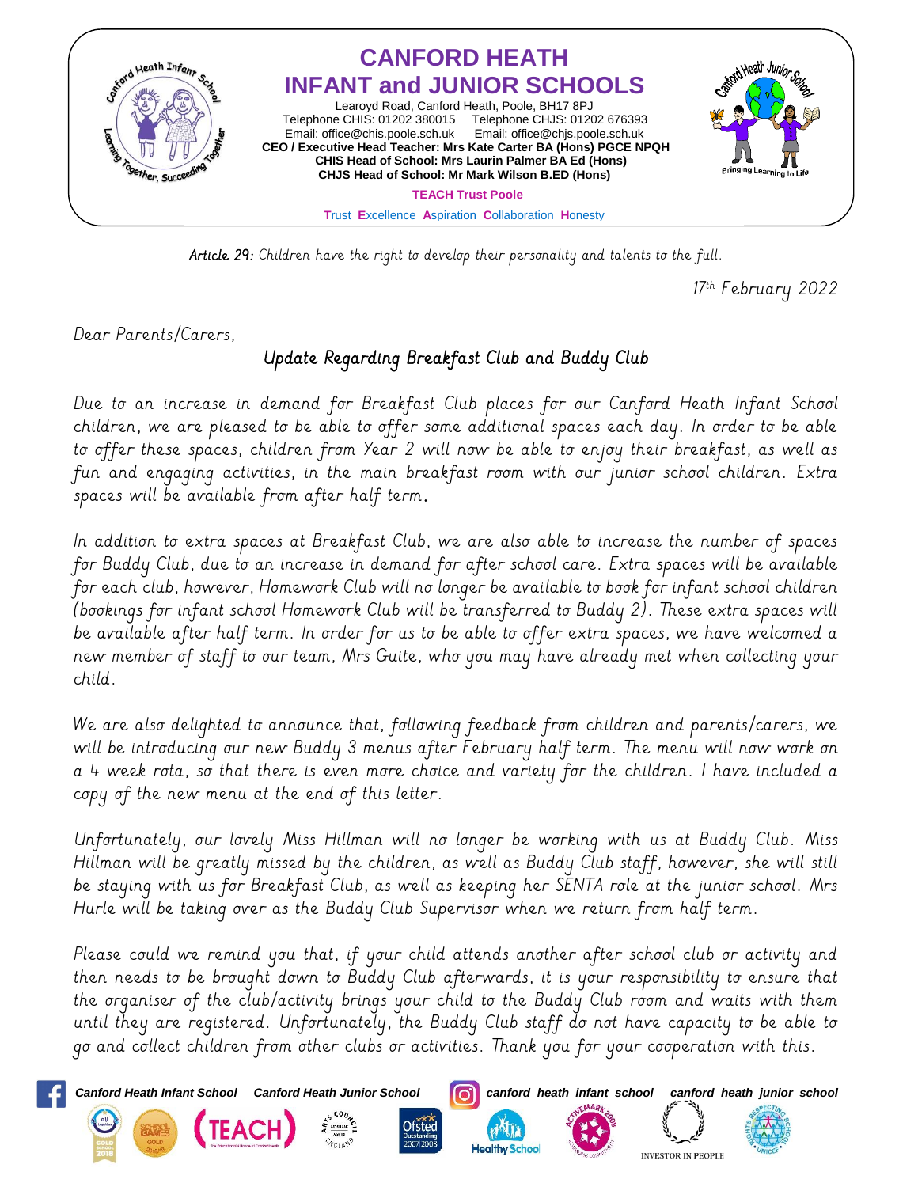# CANFORD HEATH INFANT and JUNIOR SCHOOLS

Learoyd Road, Canford Heath, Poole, BH17 8PJ
Telephone CHIS: 01202 380015 Telephone CHJS: 01202 676393
Email: office@chis.poole.sch.uk Email: office@chjs.poole.sch.uk
**CEO / Executive Head Teacher: Mrs Kate Carter BA (Hons) PGCE NPQH**
**CHIS Head of School: Mrs Laurin Palmer BA Ed (Hons)**
**CHJS Head of School: Mr Mark Wilson B.ED (Hons)**

**TEACH Trust Poole**

Trust Excellence Aspiration Collaboration Honesty

**Article 29:** *Children have the right to develop their personality and talents to the full.*

17th February 2022

Dear Parents/Carers,

## Update Regarding Breakfast Club and Buddy Club

Due to an increase in demand for Breakfast Club places for our Canford Heath Infant School children, we are pleased to be able to offer some additional spaces each day. In order to be able to offer these spaces, children from Year 2 will now be able to enjoy their breakfast, as well as fun and engaging activities, in the main breakfast room with our junior school children. Extra spaces will be available from after half term.

In addition to extra spaces at Breakfast Club, we are also able to increase the number of spaces for Buddy Club, due to an increase in demand for after school care. Extra spaces will be available for each club, however, Homework Club will no longer be available to book for infant school children (bookings for infant school Homework Club will be transferred to Buddy 2). These extra spaces will be available after half term. In order for us to be able to offer extra spaces, we have welcomed a new member of staff to our team, Mrs Guite, who you may have already met when collecting your child.

We are also delighted to announce that, following feedback from children and parents/carers, we will be introducing our new Buddy 3 menus after February half term. The menu will now work on a 4 week rota, so that there is even more choice and variety for the children. I have included a copy of the new menu at the end of this letter.

Unfortunately, our lovely Miss Hillman will no longer be working with us at Buddy Club. Miss Hillman will be greatly missed by the children, as well as Buddy Club staff, however, she will still be staying with us for Breakfast Club, as well as keeping her SENTA role at the junior school. Mrs Hurle will be taking over as the Buddy Club Supervisor when we return from half term.

Please could we remind you that, if your child attends another after school club or activity and then needs to be brought down to Buddy Club afterwards, it is your responsibility to ensure that the organiser of the club/activity brings your child to the Buddy Club room and waits with them until they are registered. Unfortunately, the Buddy Club staff do not have capacity to be able to go and collect children from other clubs or activities. Thank you for your cooperation with this.

Canford Heath Infant School Canford Heath Junior School canford_heath_infant_school canford_heath_junior_school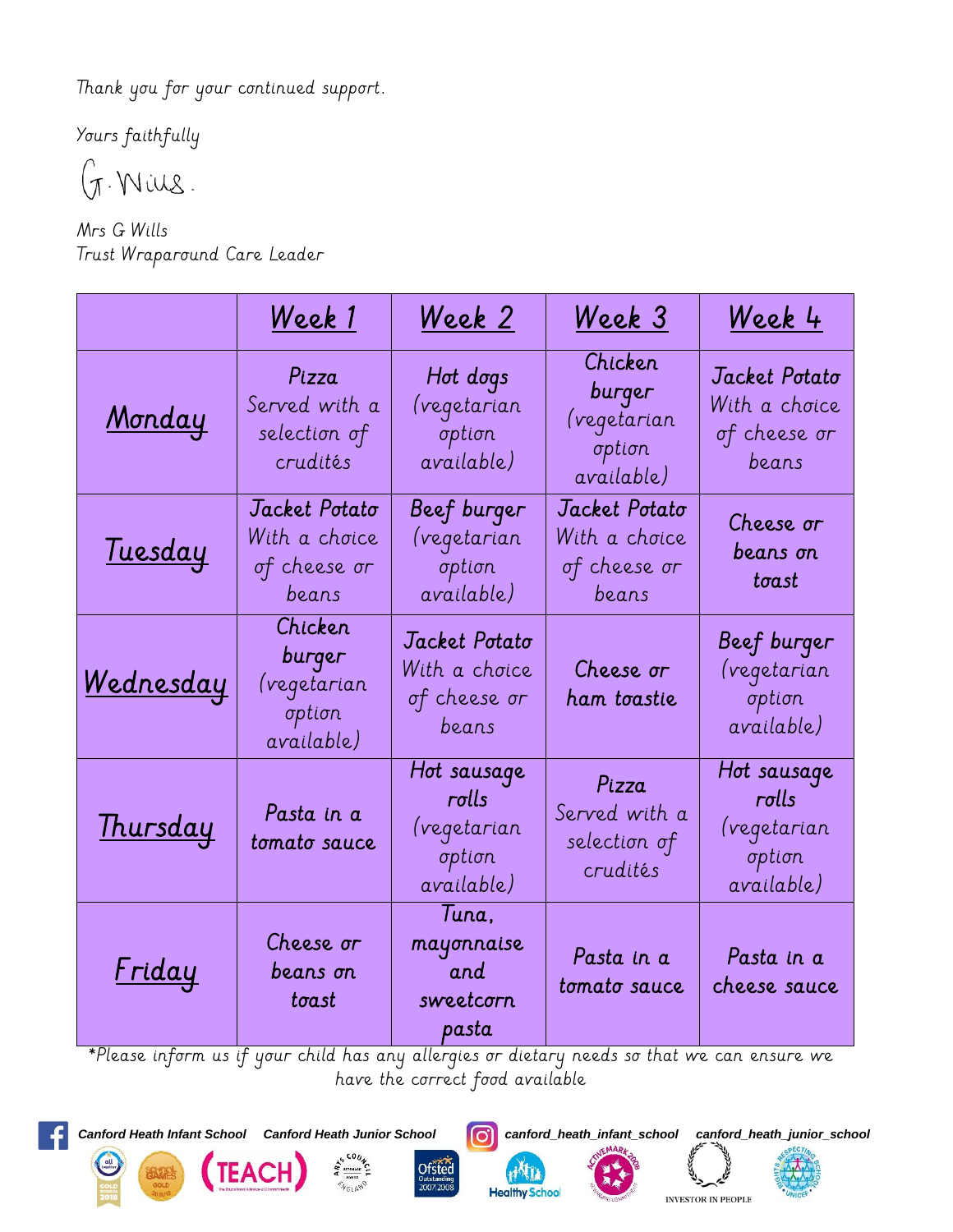Thank you for your continued support.

Yours faithfully

G. Wills.

Mrs G Wills
Trust Wraparound Care Leader

| | Week 1 | Week 2 | Week 3 | Week 4 |
|---|---|---|---|---|
| Monday | Pizza Served with a selection of crudités | Hot dogs (vegetarian option available) | Chicken burger (vegetarian option available) | Jacket Potato With a choice of cheese or beans |
| Tuesday | Jacket Potato With a choice of cheese or beans | Beef burger (vegetarian option available) | Jacket Potato With a choice of cheese or beans | Cheese or beans on toast |
| Wednesday | Chicken burger (vegetarian option available) | Jacket Potato With a choice of cheese or beans | Cheese or ham toastie | Beef burger (vegetarian option available) |
| Thursday | Pasta in a tomato sauce | Hot sausage rolls (vegetarian option available) | Pizza Served with a selection of crudités | Hot sausage rolls (vegetarian option available) |
| Friday | Cheese or beans on toast | Tuna, mayonnaise and sweetcorn pasta | Pasta in a tomato sauce | Pasta in a cheese sauce |

*Please inform us if your child has any allergies or dietary needs so that we can ensure we have the correct food available

Canford Heath Infant School Canford Heath Junior School canford_heath_infant_school canford_heath_junior_school